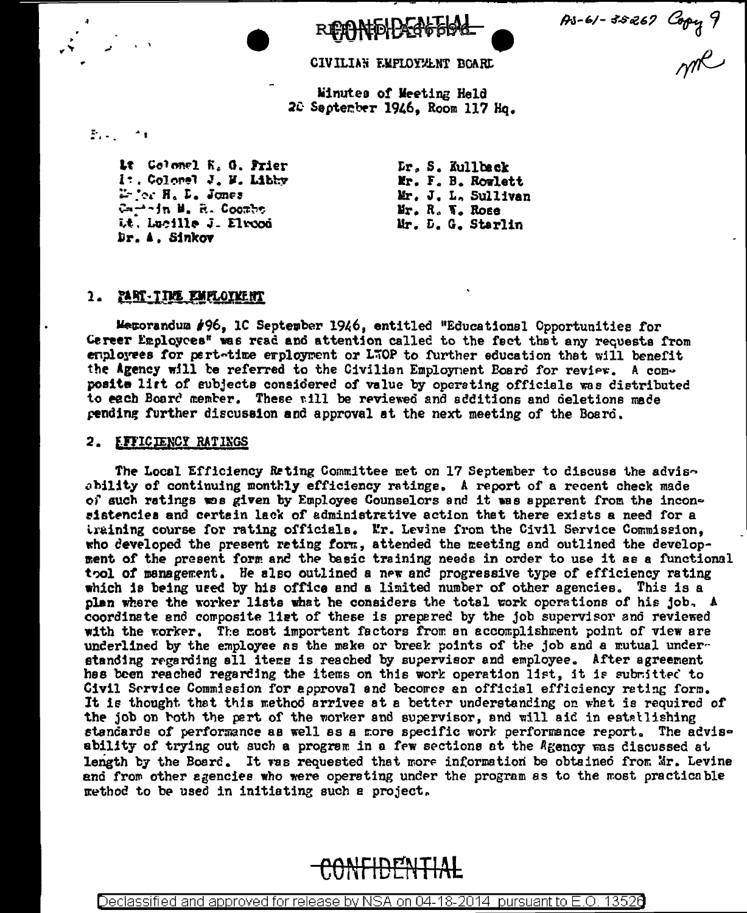CONFIDENTIAL

AS-61-35267 Copy 9

CIVILIAN EMPLOYMENT BOARD

Minutes of Meeting Held
20 September 1946, Room 117 Hq.

Lt Colonel K. G. Frier
Lt. Colonel J. M. Libby
Major H. L. Jones
Captain M. R. Coombe
Lt. Lucille J. Elwood
Dr. A. Sinkov

Dr. S. Kullback
Mr. F. B. Rowlett
Mr. J. L. Sullivan
Mr. R. W. Rose
Mr. D. G. Starlin

## 1. PART-TIME EMPLOYMENT

Memorandum #96, 10 September 1946, entitled "Educational Opportunities for Career Employees" was read and attention called to the fact that any requests from employees for part-time employment or LWOP to further education that will benefit the Agency will be referred to the Civilian Employment Board for review. A composite list of subjects considered of value by operating officials was distributed to each Board member. These will be reviewed and additions and deletions made pending further discussion and approval at the next meeting of the Board.

## 2. EFFICIENCY RATINGS

The Local Efficiency Rating Committee met on 17 September to discuss the advisability of continuing monthly efficiency ratings. A report of a recent check made of such ratings was given by Employee Counselors and it was apparent from the inconsistencies and certain lack of administrative action that there exists a need for a training course for rating officials. Mr. Levine from the Civil Service Commission, who developed the present rating form, attended the meeting and outlined the development of the present form and the basic training needs in order to use it as a functional tool of management. He also outlined a new and progressive type of efficiency rating which is being used by his office and a limited number of other agencies. This is a plan where the worker lists what he considers the total work operations of his job. A coordinate and composite list of these is prepared by the job supervisor and reviewed with the worker. The most important factors from an accomplishment point of view are underlined by the employee as the make or break points of the job and a mutual understanding regarding all items is reached by supervisor and employee. After agreement has been reached regarding the items on this work operation list, it is submitted to Civil Service Commission for approval and becomes an official efficiency rating form. It is thought that this method arrives at a better understanding on what is required of the job on both the part of the worker and supervisor, and will aid in establishing standards of performance as well as a more specific work performance report. The advisability of trying out such a program in a few sections at the Agency was discussed at length by the Board. It was requested that more information be obtained from Mr. Levine and from other agencies who were operating under the program as to the most practicable method to be used in initiating such a project.

CONFIDENTIAL

Declassified and approved for release by NSA on 04-18-2014 pursuant to E.O. 13526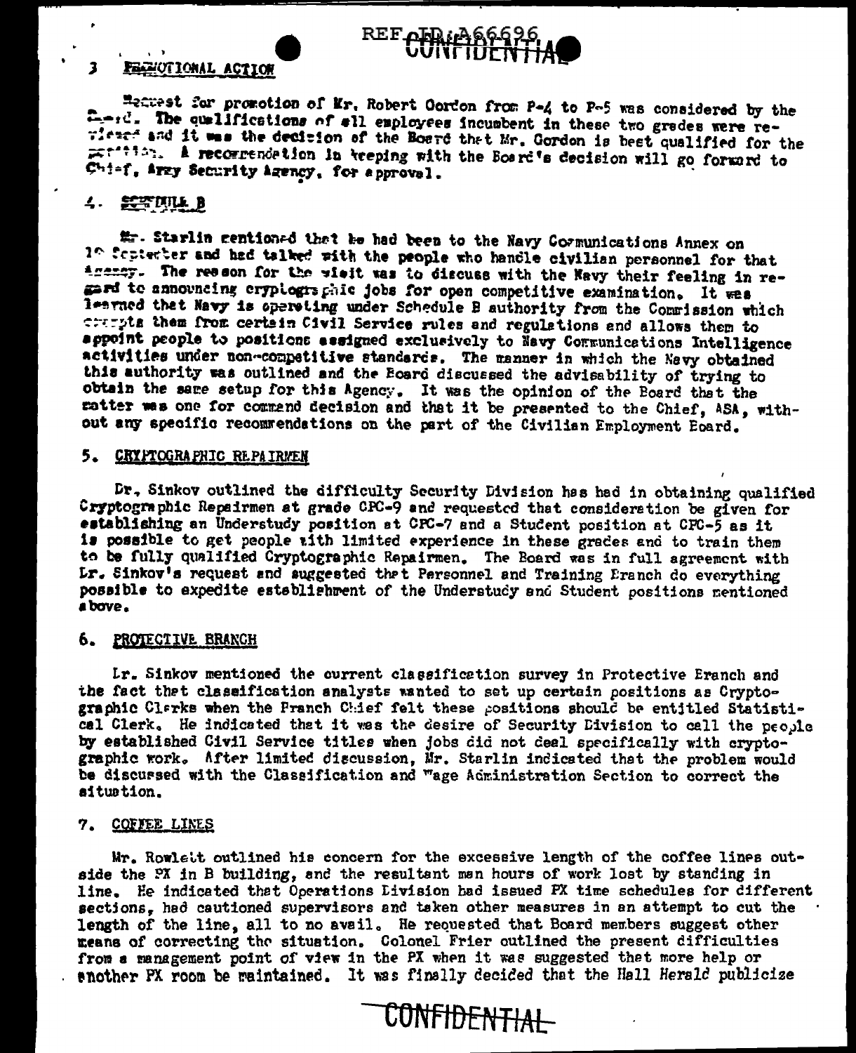REF ID:A66696

CONFIDENTIAL

## 3. PROMOTIONAL ACTION

Request for promotion of Mr. Robert Gordon from P-4 to P-5 was considered by the Board. The qualifications of all employees incumbent in these two grades were reviewed and it was the decision of the Board that Mr. Gordon is best qualified for the position. A recommendation in keeping with the Board's decision will go forward to Chief, Army Security Agency, for approval.

## 4. SCHEDULE B

Mr. Starlin mentioned that he had been to the Navy Communications Annex on 19 September and had talked with the people who handle civilian personnel for that Agency. The reason for the visit was to discuss with the Navy their feeling in regard to announcing cryptographic jobs for open competitive examination. It was learned that Navy is operating under Schedule B authority from the Commission which exempts them from certain Civil Service rules and regulations and allows them to appoint people to positions assigned exclusively to Navy Communications Intelligence activities under non-competitive standards. The manner in which the Navy obtained this authority was outlined and the Board discussed the advisability of trying to obtain the same setup for this Agency. It was the opinion of the Board that the matter was one for command decision and that it be presented to the Chief, ASA, without any specific recommendations on the part of the Civilian Employment Board.

## 5. CRYPTOGRAPHIC REPAIRMEN

Dr. Sinkov outlined the difficulty Security Division has had in obtaining qualified Cryptographic Repairmen at grade CPC-9 and requested that consideration be given for establishing an Understudy position at CPC-7 and a Student position at CPC-5 as it is possible to get people with limited experience in these grades and to train them to be fully qualified Cryptographic Repairmen. The Board was in full agreement with Dr. Sinkov's request and suggested that Personnel and Training Branch do everything possible to expedite establishment of the Understudy and Student positions mentioned above.

## 6. PROTECTIVE BRANCH

Dr. Sinkov mentioned the current classification survey in Protective Branch and the fact that classification analysts wanted to set up certain positions as Cryptographic Clerks when the Branch Chief felt these positions should be entitled Statistical Clerk. He indicated that it was the desire of Security Division to call the people by established Civil Service titles when jobs did not deal specifically with cryptographic work. After limited discussion, Mr. Starlin indicated that the problem would be discussed with the Classification and Wage Administration Section to correct the situation.

## 7. COFFEE LINES

Mr. Rowlett outlined his concern for the excessive length of the coffee lines outside the PX in B building, and the resultant man hours of work lost by standing in line. He indicated that Operations Division had issued PX time schedules for different sections, had cautioned supervisors and taken other measures in an attempt to cut the length of the line, all to no avail. He requested that Board members suggest other means of correcting the situation. Colonel Frier outlined the present difficulties from a management point of view in the PX when it was suggested that more help or another PX room be maintained. It was finally decided that the Hall Herald publicize

CONFIDENTIAL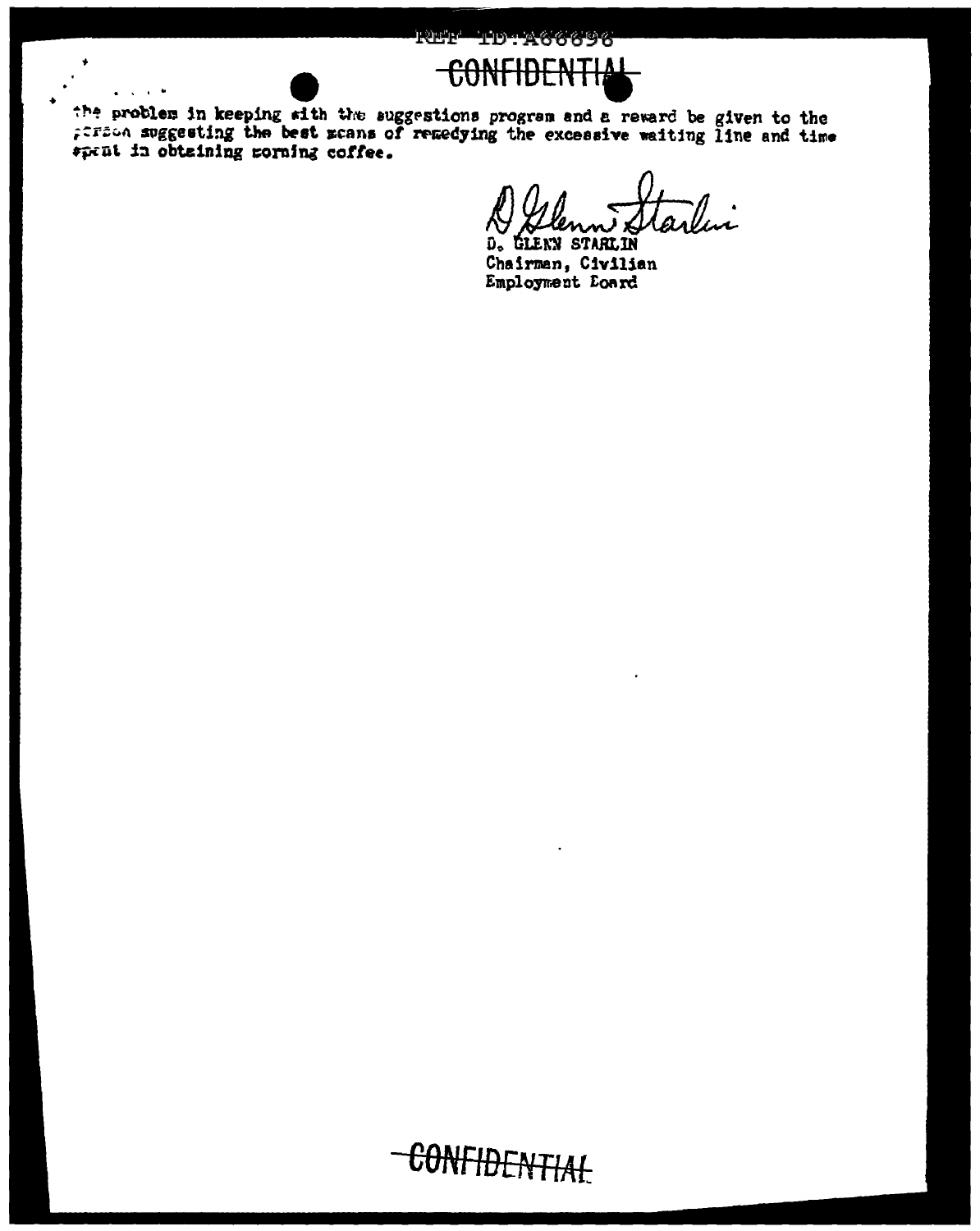REF ID:A66696

~~CONFIDENTIAL~~

the problem in keeping with the suggestions program and a reward be given to the person suggesting the best means of remedying the excessive waiting line and time spent in obtaining morning coffee.

D. Glenn Starlin

D. GLENN STARLIN
Chairman, Civilian
Employment Board

~~CONFIDENTIAL~~